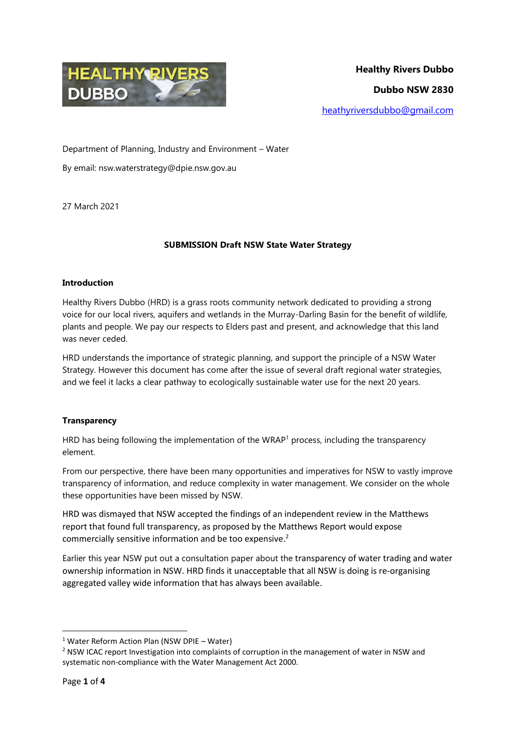**HEALTHY RIVERS DUBBO**

**Healthy Rivers Dubbo**

**Dubbo NSW 2830**

heathyriversdubbo@gmail.com

Department of Planning, Industry and Environment – Water

By email: nsw.waterstrategy@dpie.nsw.gov.au

27 March 2021

**SUBMISSION Draft NSW State Water Strategy**

## Introduction

Healthy Rivers Dubbo (HRD) is a grass roots community network dedicated to providing a strong voice for our local rivers, aquifers and wetlands in the Murray-Darling Basin for the benefit of wildlife, plants and people. We pay our respects to Elders past and present, and acknowledge that this land was never ceded.

HRD understands the importance of strategic planning, and support the principle of a NSW Water Strategy. However this document has come after the issue of several draft regional water strategies, and we feel it lacks a clear pathway to ecologically sustainable water use for the next 20 years.

## Transparency

HRD has being following the implementation of the WRAP[1] process, including the transparency element.

From our perspective, there have been many opportunities and imperatives for NSW to vastly improve transparency of information, and reduce complexity in water management. We consider on the whole these opportunities have been missed by NSW.

HRD was dismayed that NSW accepted the findings of an independent review in the Matthews report that found full transparency, as proposed by the Matthews Report would expose commercially sensitive information and be too expensive.[2]

Earlier this year NSW put out a consultation paper about the transparency of water trading and water ownership information in NSW. HRD finds it unacceptable that all NSW is doing is re-organising aggregated valley wide information that has always been available.

---

[1] Water Reform Action Plan (NSW DPIE – Water)

[2] NSW ICAC report Investigation into complaints of corruption in the management of water in NSW and systematic non-compliance with the Water Management Act 2000.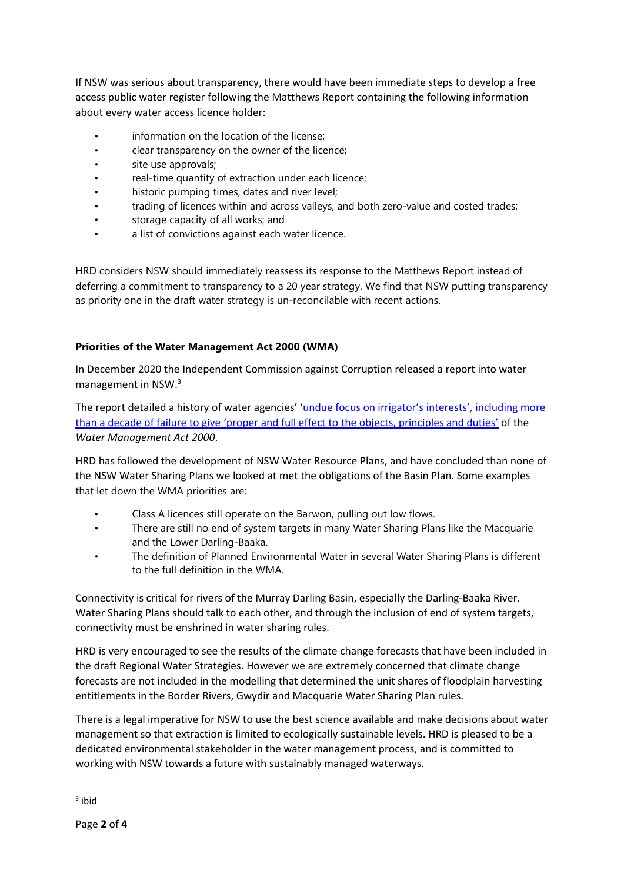If NSW was serious about transparency, there would have been immediate steps to develop a free access public water register following the Matthews Report containing the following information about every water access licence holder:

- information on the location of the license;
- clear transparency on the owner of the licence;
- site use approvals;
- real-time quantity of extraction under each licence;
- historic pumping times, dates and river level;
- trading of licences within and across valleys, and both zero-value and costed trades;
- storage capacity of all works; and
- a list of convictions against each water licence.

HRD considers NSW should immediately reassess its response to the Matthews Report instead of deferring a commitment to transparency to a 20 year strategy. We find that NSW putting transparency as priority one in the draft water strategy is un-reconcilable with recent actions.

**Priorities of the Water Management Act 2000 (WMA)**

In December 2020 the Independent Commission against Corruption released a report into water management in NSW.[3]

The report detailed a history of water agencies' 'undue focus on irrigator's interests', including more than a decade of failure to give 'proper and full effect to the objects, principles and duties' of the *Water Management Act 2000*.

HRD has followed the development of NSW Water Resource Plans, and have concluded than none of the NSW Water Sharing Plans we looked at met the obligations of the Basin Plan. Some examples that let down the WMA priorities are:

- Class A licences still operate on the Barwon, pulling out low flows.
- There are still no end of system targets in many Water Sharing Plans like the Macquarie and the Lower Darling-Baaka.
- The definition of Planned Environmental Water in several Water Sharing Plans is different to the full definition in the WMA.

Connectivity is critical for rivers of the Murray Darling Basin, especially the Darling-Baaka River. Water Sharing Plans should talk to each other, and through the inclusion of end of system targets, connectivity must be enshrined in water sharing rules.

HRD is very encouraged to see the results of the climate change forecasts that have been included in the draft Regional Water Strategies. However we are extremely concerned that climate change forecasts are not included in the modelling that determined the unit shares of floodplain harvesting entitlements in the Border Rivers, Gwydir and Macquarie Water Sharing Plan rules.

There is a legal imperative for NSW to use the best science available and make decisions about water management so that extraction is limited to ecologically sustainable levels. HRD is pleased to be a dedicated environmental stakeholder in the water management process, and is committed to working with NSW towards a future with sustainably managed waterways.

---

[3] ibid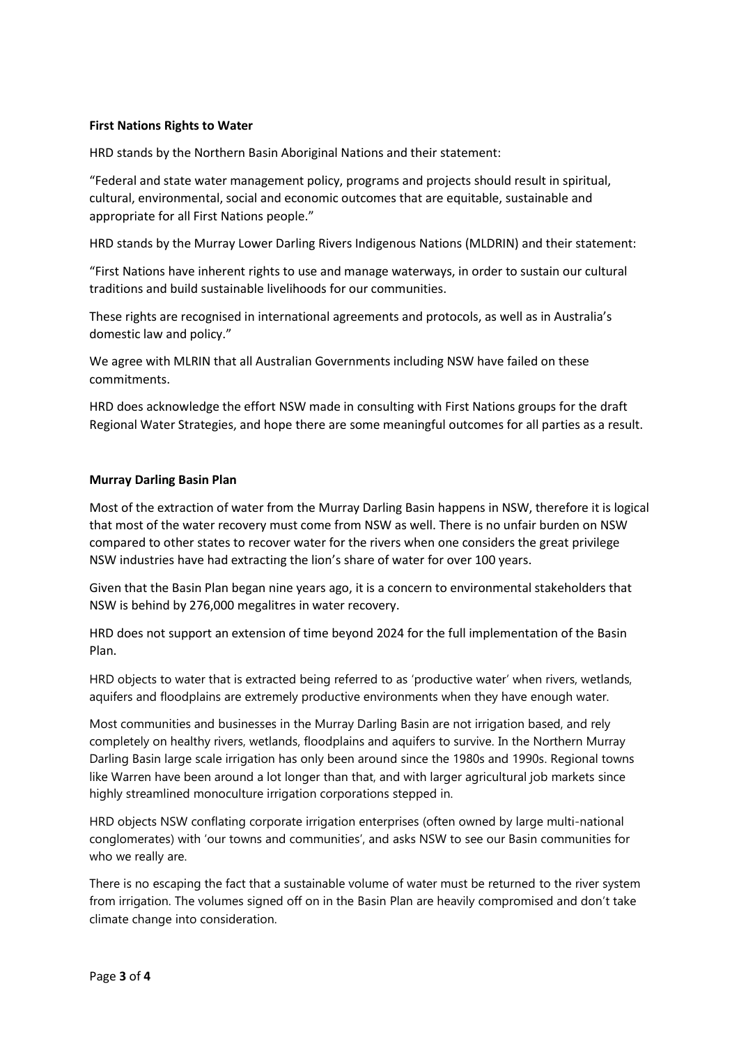**First Nations Rights to Water**

HRD stands by the Northern Basin Aboriginal Nations and their statement:

"Federal and state water management policy, programs and projects should result in spiritual, cultural, environmental, social and economic outcomes that are equitable, sustainable and appropriate for all First Nations people."

HRD stands by the Murray Lower Darling Rivers Indigenous Nations (MLDRIN) and their statement:

"First Nations have inherent rights to use and manage waterways, in order to sustain our cultural traditions and build sustainable livelihoods for our communities.

These rights are recognised in international agreements and protocols, as well as in Australia's domestic law and policy."

We agree with MLRIN that all Australian Governments including NSW have failed on these commitments.

HRD does acknowledge the effort NSW made in consulting with First Nations groups for the draft Regional Water Strategies, and hope there are some meaningful outcomes for all parties as a result.

**Murray Darling Basin Plan**

Most of the extraction of water from the Murray Darling Basin happens in NSW, therefore it is logical that most of the water recovery must come from NSW as well. There is no unfair burden on NSW compared to other states to recover water for the rivers when one considers the great privilege NSW industries have had extracting the lion's share of water for over 100 years.

Given that the Basin Plan began nine years ago, it is a concern to environmental stakeholders that NSW is behind by 276,000 megalitres in water recovery.

HRD does not support an extension of time beyond 2024 for the full implementation of the Basin Plan.

HRD objects to water that is extracted being referred to as 'productive water' when rivers, wetlands, aquifers and floodplains are extremely productive environments when they have enough water.

Most communities and businesses in the Murray Darling Basin are not irrigation based, and rely completely on healthy rivers, wetlands, floodplains and aquifers to survive. In the Northern Murray Darling Basin large scale irrigation has only been around since the 1980s and 1990s. Regional towns like Warren have been around a lot longer than that, and with larger agricultural job markets since highly streamlined monoculture irrigation corporations stepped in.

HRD objects NSW conflating corporate irrigation enterprises (often owned by large multi-national conglomerates) with 'our towns and communities', and asks NSW to see our Basin communities for who we really are.

There is no escaping the fact that a sustainable volume of water must be returned to the river system from irrigation. The volumes signed off on in the Basin Plan are heavily compromised and don't take climate change into consideration.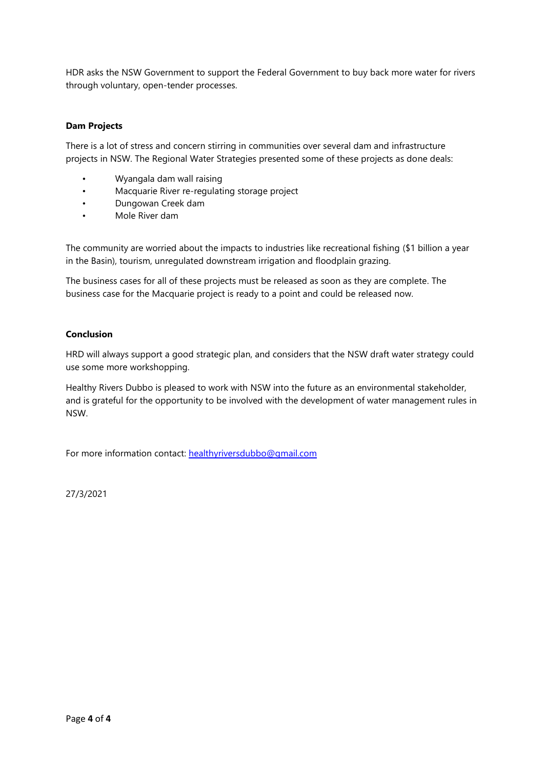HDR asks the NSW Government to support the Federal Government to buy back more water for rivers through voluntary, open-tender processes.

**Dam Projects**

There is a lot of stress and concern stirring in communities over several dam and infrastructure projects in NSW. The Regional Water Strategies presented some of these projects as done deals:

- Wyangala dam wall raising
- Macquarie River re-regulating storage project
- Dungowan Creek dam
- Mole River dam

The community are worried about the impacts to industries like recreational fishing ($1 billion a year in the Basin), tourism, unregulated downstream irrigation and floodplain grazing.

The business cases for all of these projects must be released as soon as they are complete. The business case for the Macquarie project is ready to a point and could be released now.

**Conclusion**

HRD will always support a good strategic plan, and considers that the NSW draft water strategy could use some more workshopping.

Healthy Rivers Dubbo is pleased to work with NSW into the future as an environmental stakeholder, and is grateful for the opportunity to be involved with the development of water management rules in NSW.

For more information contact: [healthyriversdubbo@gmail.com](mailto:healthyriversdubbo@gmail.com)

27/3/2021